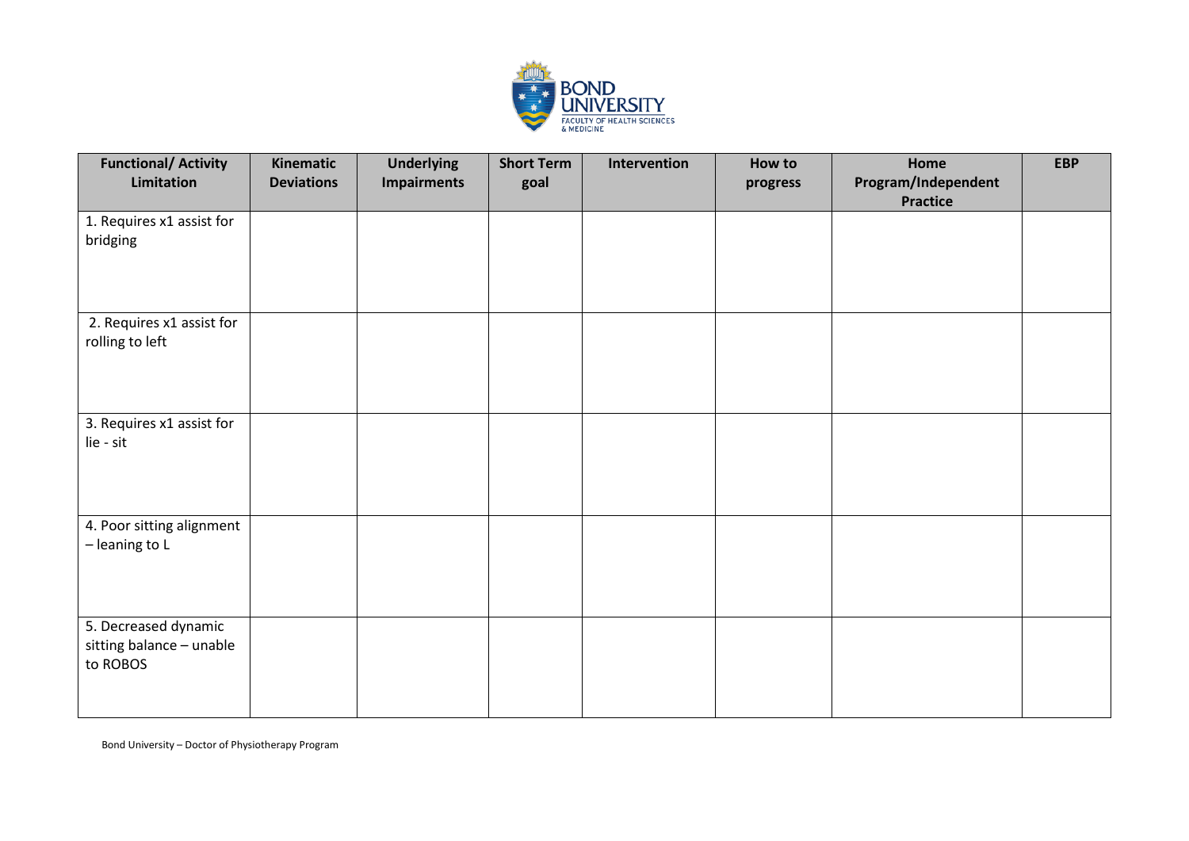| Functional/ Activity Limitation | Kinematic Deviations | Underlying Impairments | Short Term goal | Intervention | How to progress | Home Program/Independent Practice | EBP |
|---|---|---|---|---|---|---|---|
| 1. Requires x1 assist for bridging | | | | | | | |
| 2. Requires x1 assist for rolling to left | | | | | | | |
| 3. Requires x1 assist for lie - sit | | | | | | | |
| 4. Poor sitting alignment – leaning to L | | | | | | | |
| 5. Decreased dynamic sitting balance – unable to ROBOS | | | | | | | |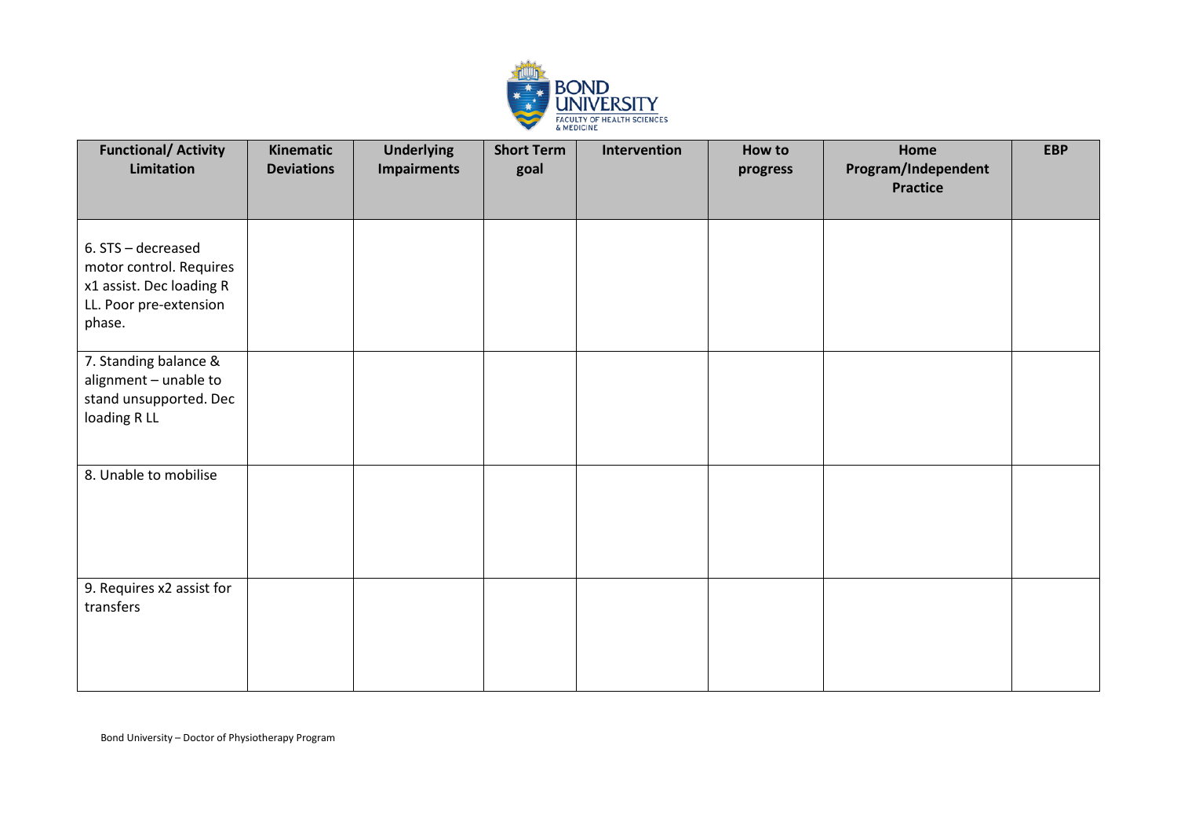| Functional/ Activity Limitation | Kinematic Deviations | Underlying Impairments | Short Term goal | Intervention | How to progress | Home Program/Independent Practice | EBP |
|---|---|---|---|---|---|---|---|
| 6. STS – decreased motor control. Requires x1 assist. Dec loading R LL. Poor pre-extension phase. | | | | | | | |
| 7. Standing balance & alignment – unable to stand unsupported. Dec loading R LL | | | | | | | |
| 8. Unable to mobilise | | | | | | | |
| 9. Requires x2 assist for transfers | | | | | | | |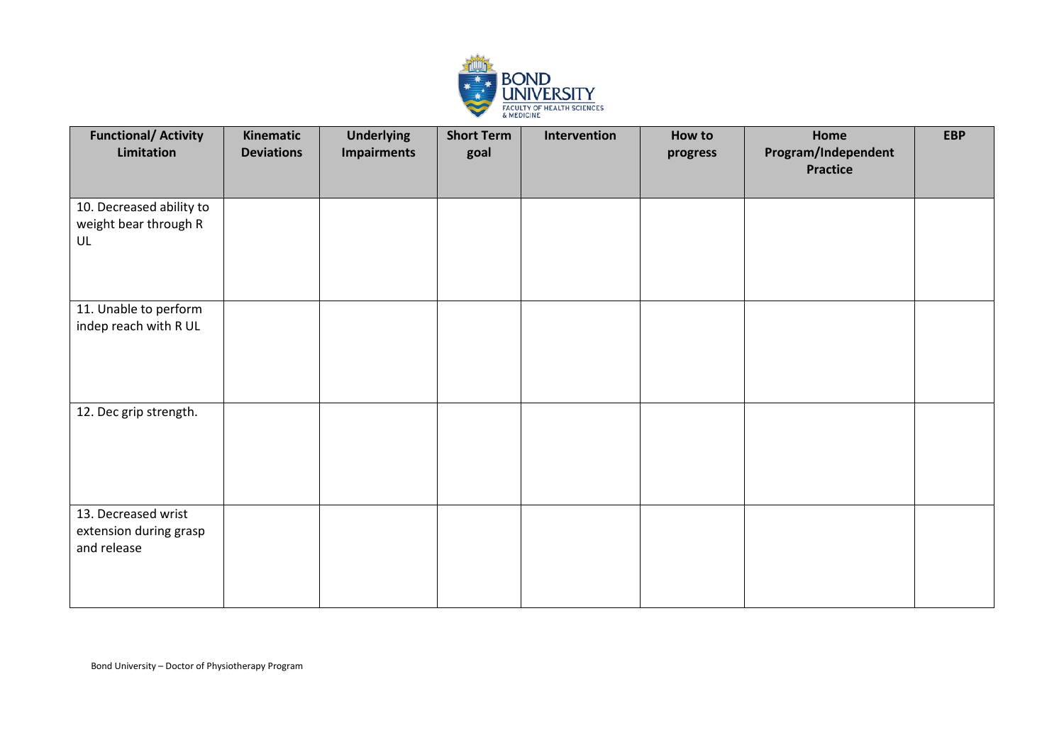| Functional/ Activity Limitation | Kinematic Deviations | Underlying Impairments | Short Term goal | Intervention | How to progress | Home Program/Independent Practice | EBP |
|---|---|---|---|---|---|---|---|
| 10. Decreased ability to weight bear through R UL | | | | | | | |
| 11. Unable to perform indep reach with R UL | | | | | | | |
| 12. Dec grip strength. | | | | | | | |
| 13. Decreased wrist extension during grasp and release | | | | | | | |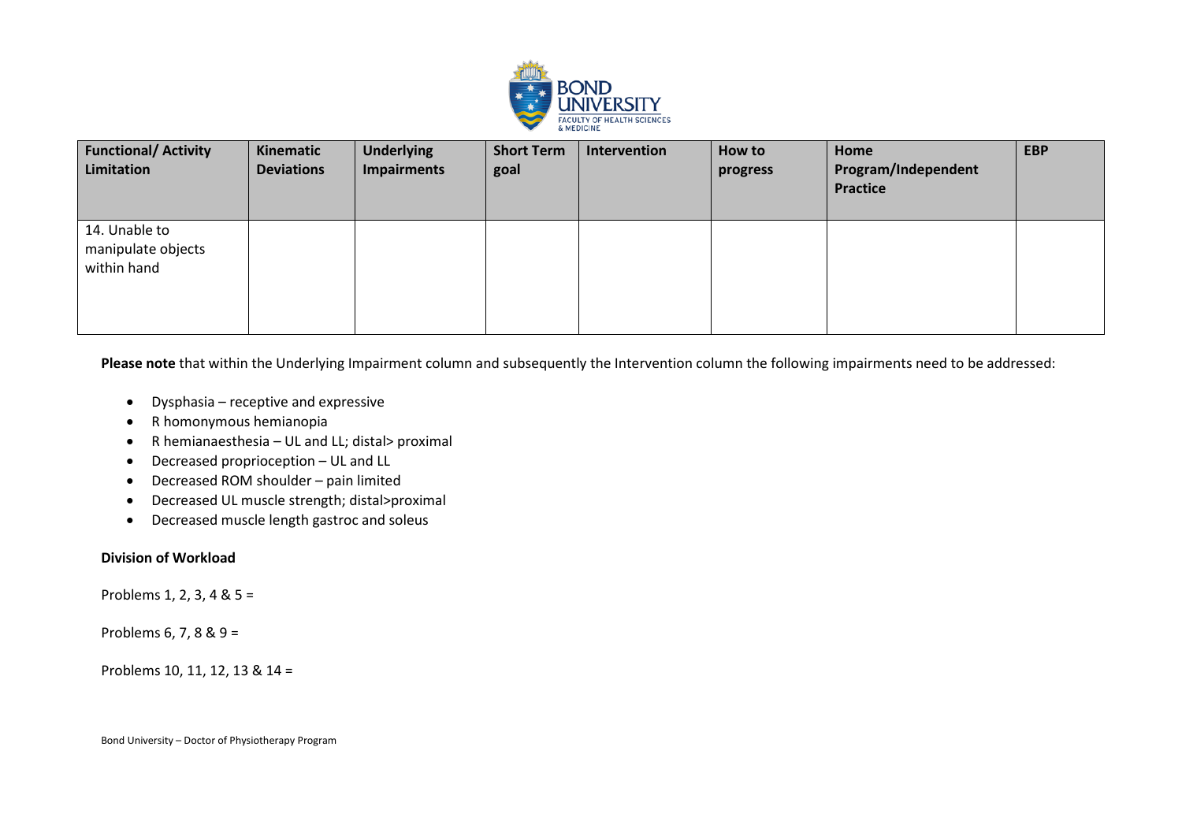| Functional/ Activity Limitation | Kinematic Deviations | Underlying Impairments | Short Term goal | Intervention | How to progress | Home Program/Independent Practice | EBP |
| --- | --- | --- | --- | --- | --- | --- | --- |
| 14. Unable to manipulate objects within hand | | | | | | | |

**Please note** that within the Underlying Impairment column and subsequently the Intervention column the following impairments need to be addressed:

- Dysphasia – receptive and expressive
- R homonymous hemianopia
- R hemianaesthesia – UL and LL; distal> proximal
- Decreased proprioception – UL and LL
- Decreased ROM shoulder – pain limited
- Decreased UL muscle strength; distal>proximal
- Decreased muscle length gastroc and soleus

**Division of Workload**

Problems 1, 2, 3, 4 & 5 =

Problems 6, 7, 8 & 9 =

Problems 10, 11, 12, 13 & 14 =